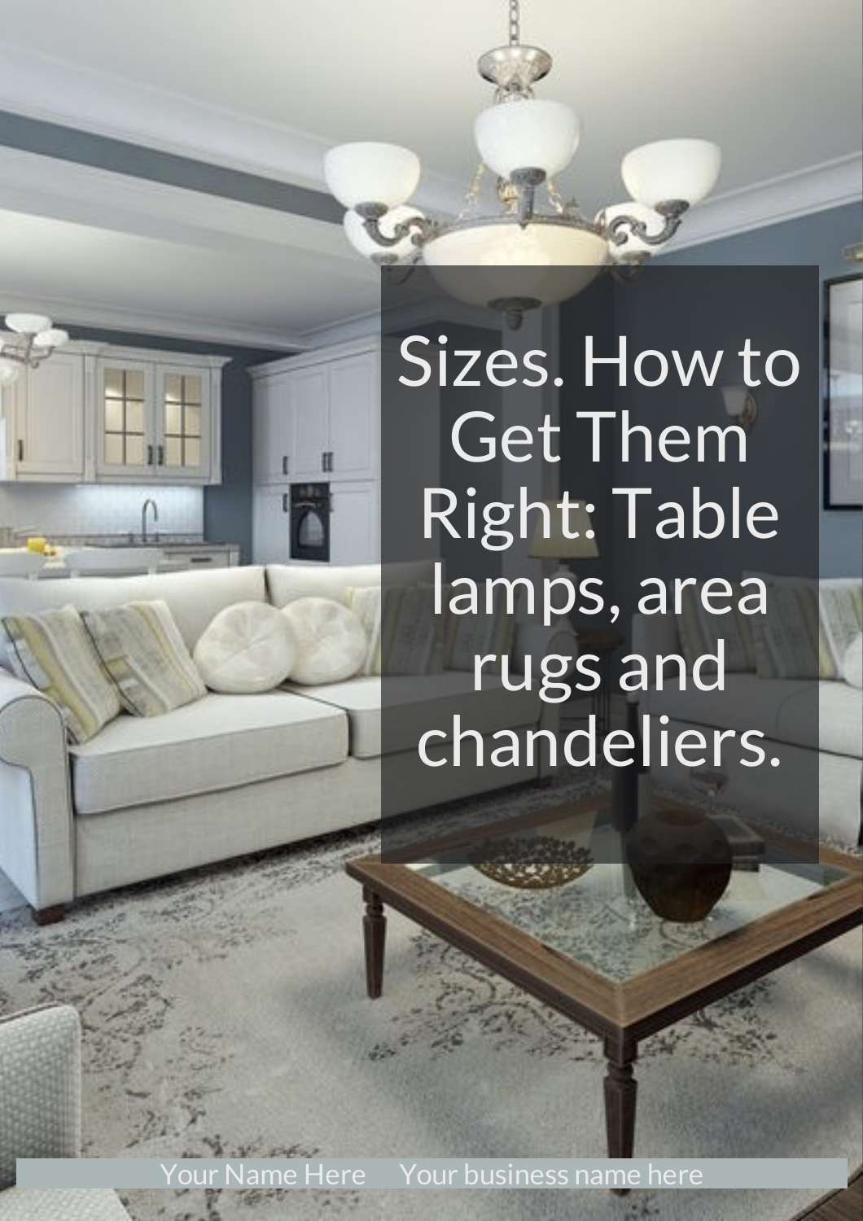# Sizes. How to Get Them Right: Table lamps, area rugs and chandeliers.

Your Name Here Your business name here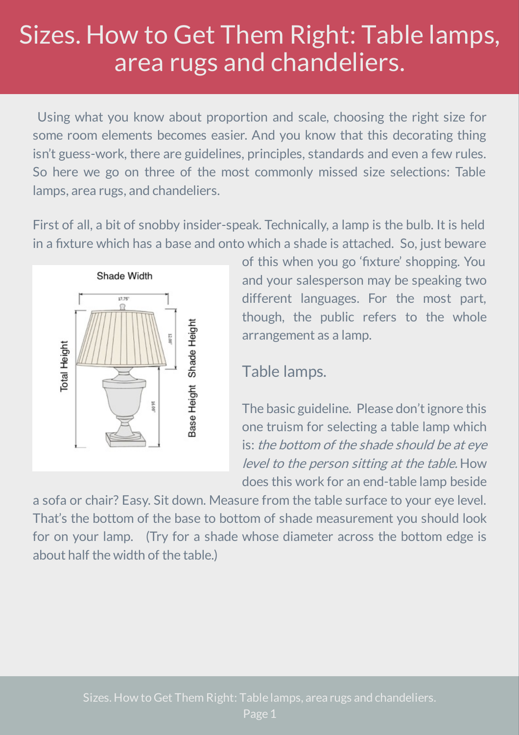# Sizes. How to Get Them Right: Table lamps, area rugs and chandeliers.

Using what you know about proportion and scale, choosing the right size for some room elements becomes easier. And you know that this decorating thing isn't guess-work, there are guidelines, principles, standards and even a few rules. So here we go on three of the most commonly missed size selections: Table lamps, area rugs, and chandeliers.

First of all, a bit of snobby insider-speak. Technically, a lamp is the bulb. It is held in a fixture which has a base and onto which a shade is attached. So, just beware of this when you go 'fixture' shopping. You and your salesperson may be speaking two different languages. For the most part, though, the public refers to the whole arrangement as a lamp.

## Table lamps.

The basic guideline. Please don't ignore this one truism for selecting a table lamp which is: *the bottom of the shade should be at eye level to the person sitting at the table.* How does this work for an end-table lamp beside a sofa or chair? Easy. Sit down. Measure from the table surface to your eye level. That's the bottom of the base to bottom of shade measurement you should look for on your lamp. (Try for a shade whose diameter across the bottom edge is about half the width of the table.)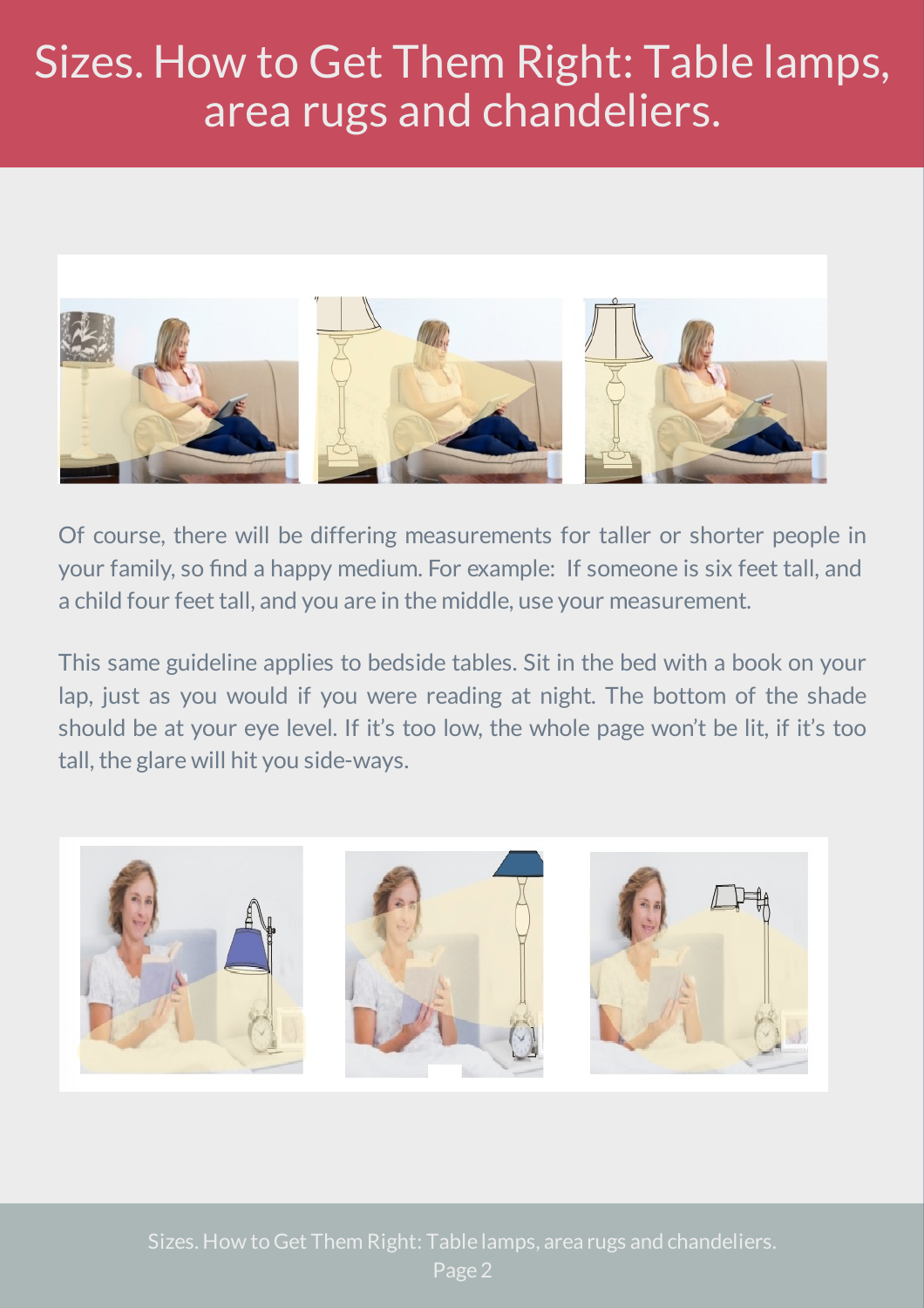# Sizes. How to Get Them Right: Table lamps, area rugs and chandeliers.

Of course, there will be differing measurements for taller or shorter people in your family, so find a happy medium. For example: If someone is six feet tall, and a child four feet tall, and you are in the middle, use your measurement.

This same guideline applies to bedside tables. Sit in the bed with a book on your lap, just as you would if you were reading at night. The bottom of the shade should be at your eye level. If it's too low, the whole page won't be lit, if it's too tall, the glare will hit you side-ways.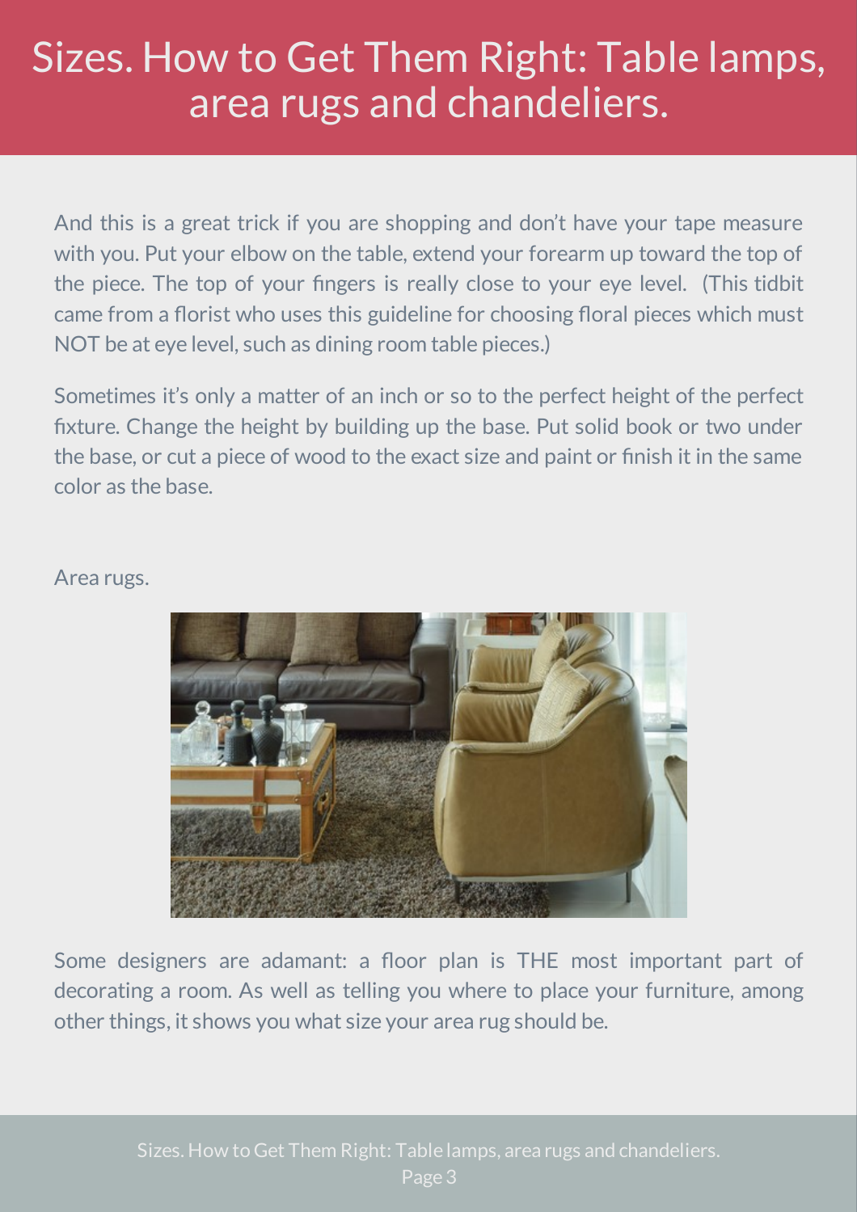# Sizes. How to Get Them Right: Table lamps, area rugs and chandeliers.

And this is a great trick if you are shopping and don't have your tape measure with you. Put your elbow on the table, extend your forearm up toward the top of the piece. The top of your fingers is really close to your eye level. (This tidbit came from a florist who uses this guideline for choosing floral pieces which must NOT be at eye level, such as dining room table pieces.)

Sometimes it's only a matter of an inch or so to the perfect height of the perfect fixture. Change the height by building up the base. Put solid book or two under the base, or cut a piece of wood to the exact size and paint or finish it in the same color as the base.

Area rugs.

Some designers are adamant: a floor plan is THE most important part of decorating a room. As well as telling you where to place your furniture, among other things, it shows you what size your area rug should be.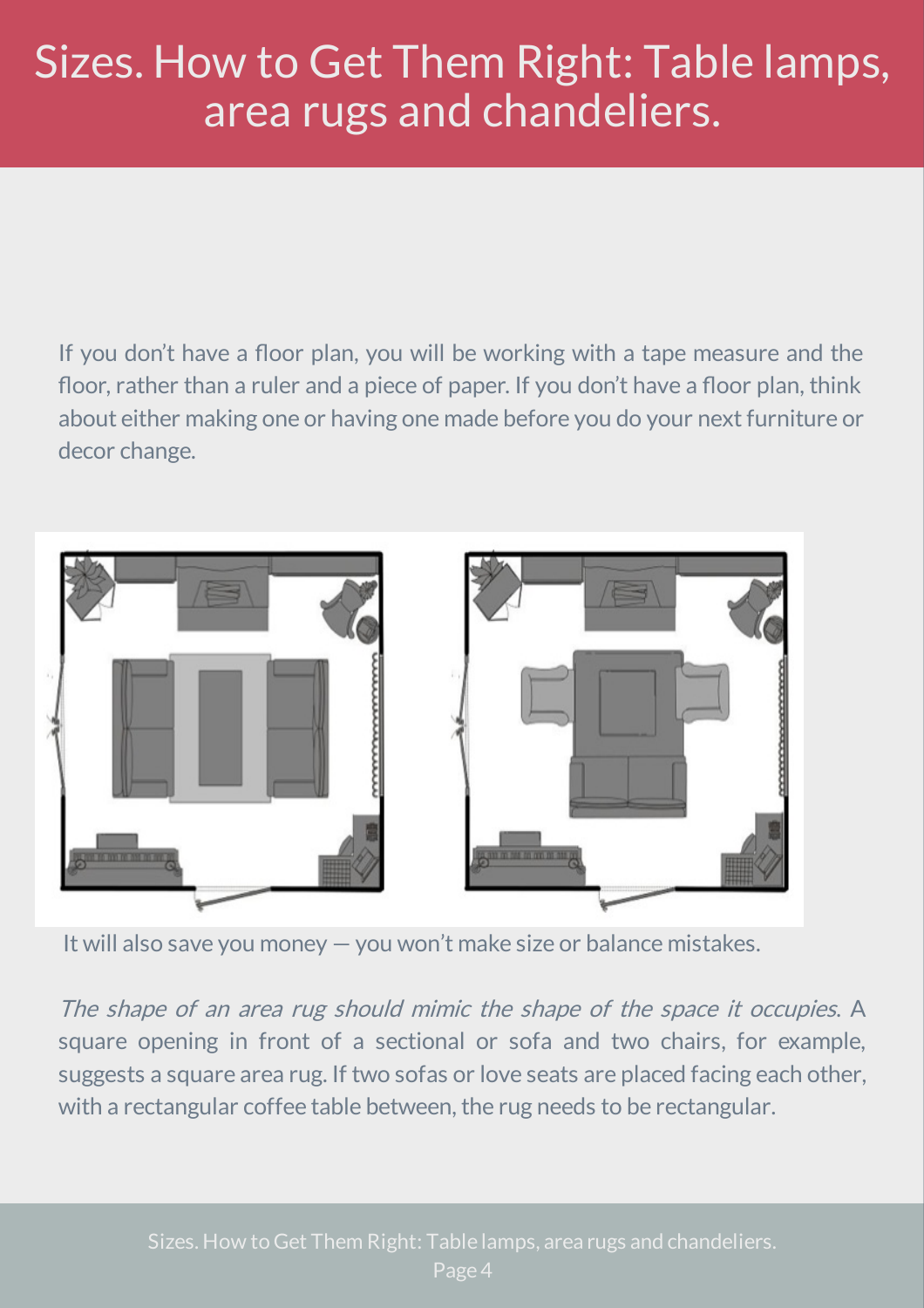# Sizes. How to Get Them Right: Table lamps, area rugs and chandeliers.

If you don't have a floor plan, you will be working with a tape measure and the floor, rather than a ruler and a piece of paper. If you don't have a floor plan, think about either making one or having one made before you do your next furniture or decor change.

It will also save you money — you won't make size or balance mistakes.

*The shape of an area rug should mimic the shape of the space it occupies.* A square opening in front of a sectional or sofa and two chairs, for example, suggests a square area rug. If two sofas or love seats are placed facing each other, with a rectangular coffee table between, the rug needs to be rectangular.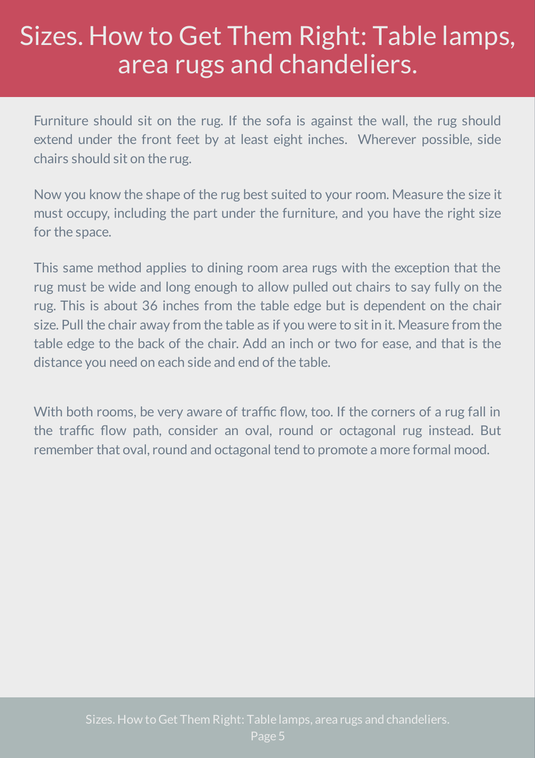# Sizes. How to Get Them Right: Table lamps, area rugs and chandeliers.

Furniture should sit on the rug. If the sofa is against the wall, the rug should extend under the front feet by at least eight inches. Wherever possible, side chairs should sit on the rug.

Now you know the shape of the rug best suited to your room. Measure the size it must occupy, including the part under the furniture, and you have the right size for the space.

This same method applies to dining room area rugs with the exception that the rug must be wide and long enough to allow pulled out chairs to say fully on the rug. This is about 36 inches from the table edge but is dependent on the chair size. Pull the chair away from the table as if you were to sit in it. Measure from the table edge to the back of the chair. Add an inch or two for ease, and that is the distance you need on each side and end of the table.

With both rooms, be very aware of traffic flow, too. If the corners of a rug fall in the traffic flow path, consider an oval, round or octagonal rug instead. But remember that oval, round and octagonal tend to promote a more formal mood.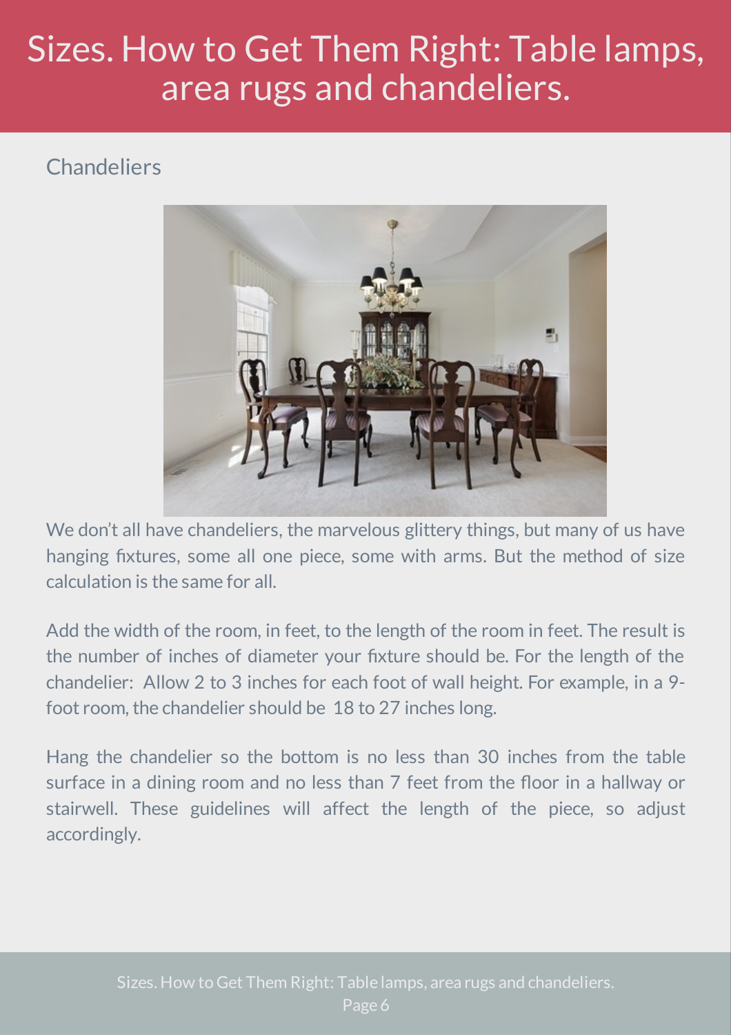# Sizes. How to Get Them Right: Table lamps, area rugs and chandeliers.

## Chandeliers

We don't all have chandeliers, the marvelous glittery things, but many of us have hanging fixtures, some all one piece, some with arms. But the method of size calculation is the same for all.

Add the width of the room, in feet, to the length of the room in feet. The result is the number of inches of diameter your fixture should be. For the length of the chandelier: Allow 2 to 3 inches for each foot of wall height. For example, in a 9-foot room, the chandelier should be 18 to 27 inches long.

Hang the chandelier so the bottom is no less than 30 inches from the table surface in a dining room and no less than 7 feet from the floor in a hallway or stairwell. These guidelines will affect the length of the piece, so adjust accordingly.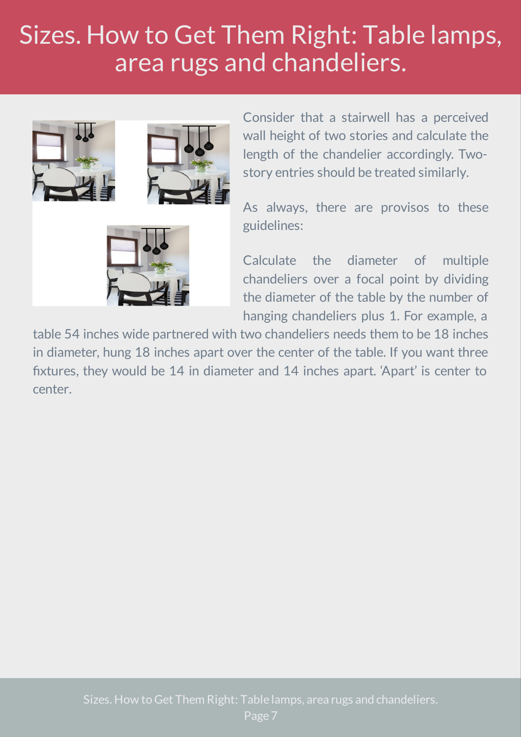# Sizes. How to Get Them Right: Table lamps, area rugs and chandeliers.

Consider that a stairwell has a perceived wall height of two stories and calculate the length of the chandelier accordingly. Two-story entries should be treated similarly.

As always, there are provisos to these guidelines:

Calculate the diameter of multiple chandeliers over a focal point by dividing the diameter of the table by the number of hanging chandeliers plus 1. For example, a table 54 inches wide partnered with two chandeliers needs them to be 18 inches in diameter, hung 18 inches apart over the center of the table. If you want three fixtures, they would be 14 in diameter and 14 inches apart. 'Apart' is center to center.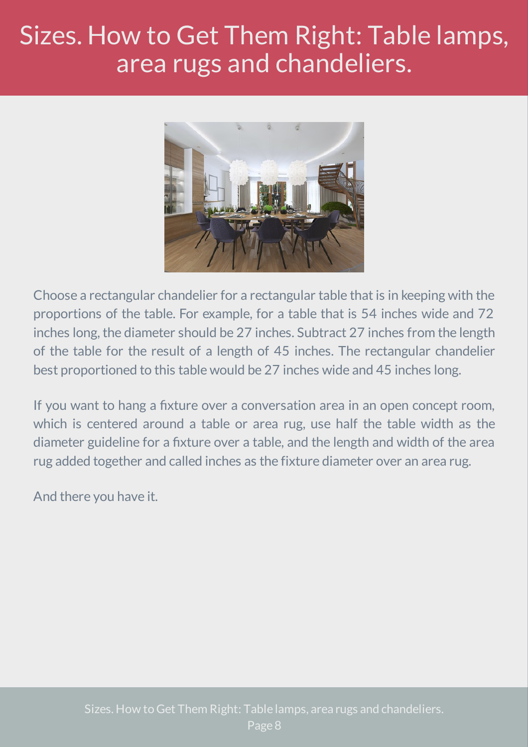# Sizes. How to Get Them Right: Table lamps, area rugs and chandeliers.

Choose a rectangular chandelier for a rectangular table that is in keeping with the proportions of the table. For example, for a table that is 54 inches wide and 72 inches long, the diameter should be 27 inches. Subtract 27 inches from the length of the table for the result of a length of 45 inches. The rectangular chandelier best proportioned to this table would be 27 inches wide and 45 inches long.

If you want to hang a fixture over a conversation area in an open concept room, which is centered around a table or area rug, use half the table width as the diameter guideline for a fixture over a table, and the length and width of the area rug added together and called inches as the fixture diameter over an area rug.

And there you have it.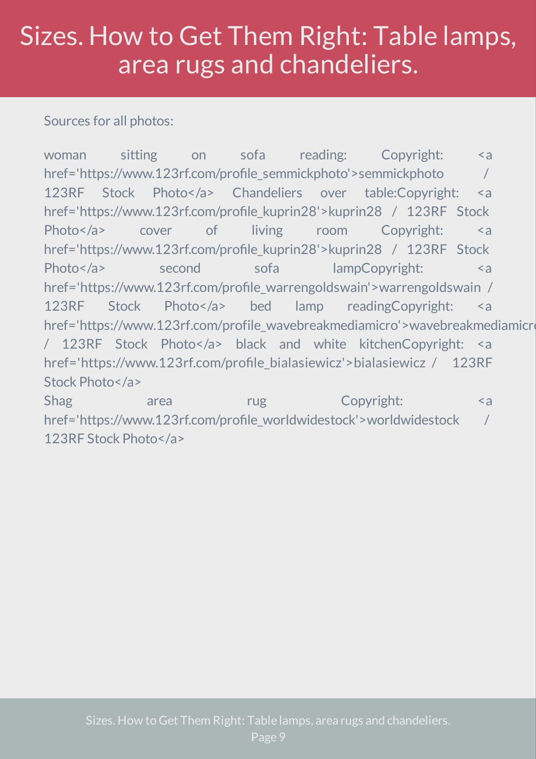# Sizes. How to Get Them Right: Table lamps, area rugs and chandeliers.

Sources for all photos:

woman sitting on sofa reading: Copyright: <a href='https://www.123rf.com/profile_semmickphoto'>semmickphoto / 123RF Stock Photo</a> Chandeliers over table:Copyright: <a href='https://www.123rf.com/profile_kuprin28'>kuprin28 / 123RF Stock Photo</a> cover of living room Copyright: <a href='https://www.123rf.com/profile_kuprin28'>kuprin28 / 123RF Stock Photo</a> second sofa lampCopyright: <a href='https://www.123rf.com/profile_warrengoldswain'>warrengoldswain / 123RF Stock Photo</a> bed lamp readingCopyright: <a href='https://www.123rf.com/profile_wavebreakmediamicro'>wavebreakmediamicro / 123RF Stock Photo</a> black and white kitchenCopyright: <a href='https://www.123rf.com/profile_bialasiewicz'>bialasiewicz / 123RF Stock Photo</a>
Shag area rug Copyright: <a href='https://www.123rf.com/profile_worldwidestock'>worldwidestock / 123RF Stock Photo</a>